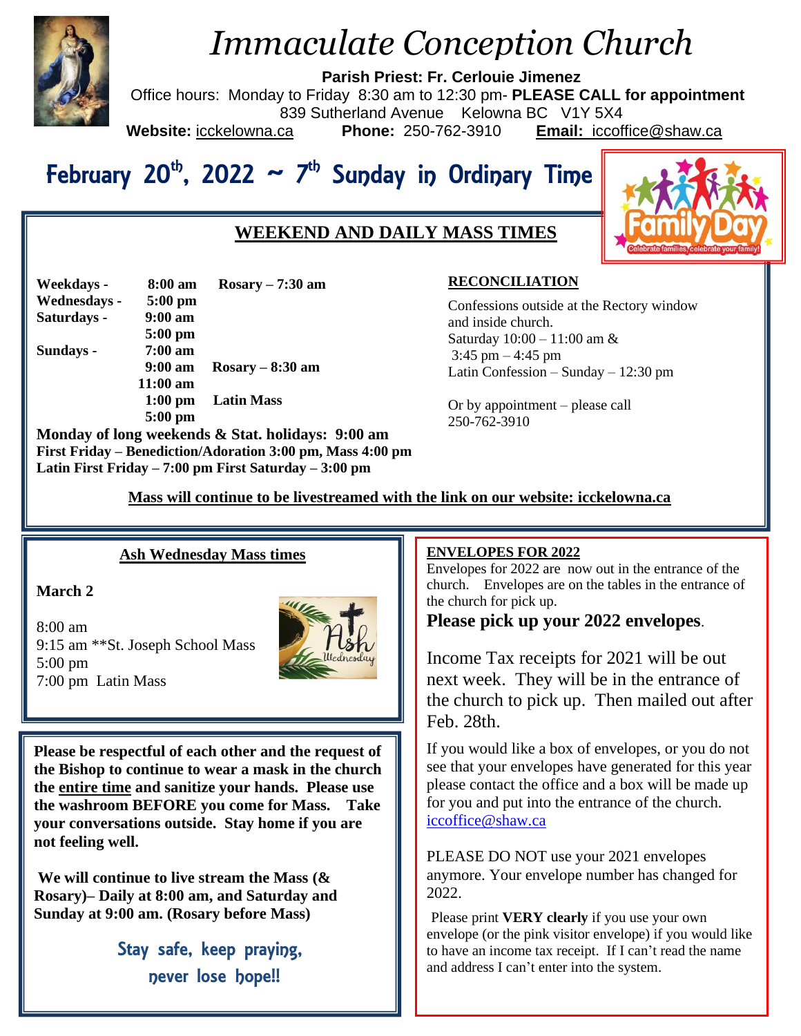# Immaculate Conception Church

**Parish Priest: Fr. Cerlouie Jimenez**

Office hours: Monday to Friday 8:30 am to 12:30 pm- **PLEASE CALL for appointment**

839 Sutherland Avenue Kelowna BC V1Y 5X4

**Website:** icckelowna.ca **Phone:** 250-762-3910 **Email:** iccoffice@shaw.ca

## February 20th, 2022 ~ 7th Sunday in Ordinary Time

### WEEKEND AND DAILY MASS TIMES

| | | |
|---|---|---|
| **Weekdays -** | **8:00 am** | **Rosary – 7:30 am** |
| **Wednesdays -** | **5:00 pm** | |
| **Saturdays -** | **9:00 am** | |
| | **5:00 pm** | |
| **Sundays -** | **7:00 am** | |
| | **9:00 am** | **Rosary – 8:30 am** |
| | **11:00 am** | |
| | **1:00 pm** | **Latin Mass** |
| | **5:00 pm** | |

**Monday of long weekends & Stat. holidays: 9:00 am**
**First Friday – Benediction/Adoration 3:00 pm, Mass 4:00 pm**
**Latin First Friday – 7:00 pm First Saturday – 3:00 pm**

**RECONCILIATION**

Confessions outside at the Rectory window and inside church.
Saturday 10:00 – 11:00 am & 3:45 pm – 4:45 pm
Latin Confession – Sunday – 12:30 pm

Or by appointment – please call 250-762-3910

**Mass will continue to be livestreamed with the link on our website: icckelowna.ca**

### Ash Wednesday Mass times

**March 2**

8:00 am
9:15 am **St. Joseph School Mass
5:00 pm
7:00 pm Latin Mass

**Please be respectful of each other and the request of the Bishop to continue to wear a mask in the church the entire time and sanitize your hands. Please use the washroom BEFORE you come for Mass. Take your conversations outside. Stay home if you are not feeling well.**

**We will continue to live stream the Mass (& Rosary)– Daily at 8:00 am, and Saturday and Sunday at 9:00 am. (Rosary before Mass)**

**Stay safe, keep praying, never lose hope!!**

### ENVELOPES FOR 2022

Envelopes for 2022 are now out in the entrance of the church. Envelopes are on the tables in the entrance of the church for pick up.

**Please pick up your 2022 envelopes**.

Income Tax receipts for 2021 will be out next week. They will be in the entrance of the church to pick up. Then mailed out after Feb. 28th.

If you would like a box of envelopes, or you do not see that your envelopes have generated for this year please contact the office and a box will be made up for you and put into the entrance of the church. iccoffice@shaw.ca

PLEASE DO NOT use your 2021 envelopes anymore. Your envelope number has changed for 2022.

Please print **VERY clearly** if you use your own envelope (or the pink visitor envelope) if you would like to have an income tax receipt. If I can't read the name and address I can't enter into the system.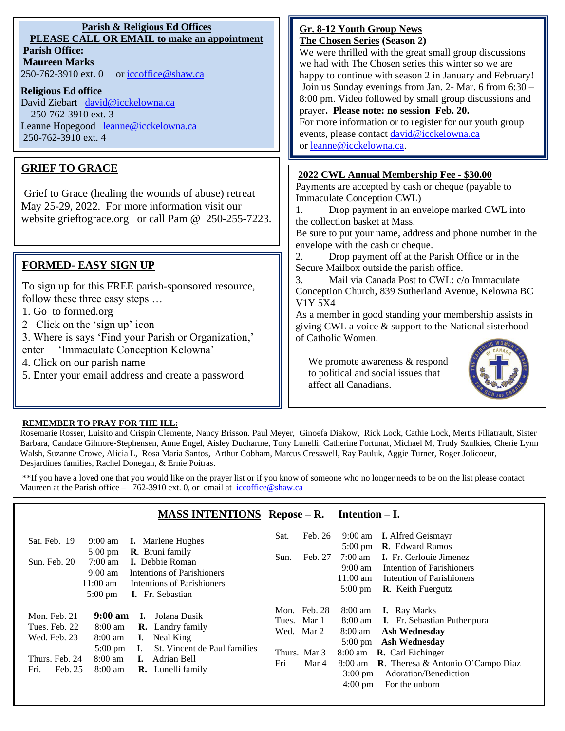**Parish & Religious Ed Offices**

**PLEASE CALL OR EMAIL to make an appointment**

**Parish Office:**

**Maureen Marks**

250-762-3910 ext. 0 or iccoffice@shaw.ca

**Religious Ed office**

David Ziebart david@icckelowna.ca 250-762-3910 ext. 3

Leanne Hopegood leanne@icckelowna.ca 250-762-3910 ext. 4

## GRIEF TO GRACE

Grief to Grace (healing the wounds of abuse) retreat May 25-29, 2022. For more information visit our website grieftograce.org or call Pam @ 250-255-7223.

## FORMED- EASY SIGN UP

To sign up for this FREE parish-sponsored resource, follow these three easy steps …

1. Go to formed.org
2. Click on the 'sign up' icon
3. Where is says 'Find your Parish or Organization,' enter 'Immaculate Conception Kelowna'
4. Click on our parish name
5. Enter your email address and create a password

## Gr. 8-12 Youth Group News

**The Chosen Series (Season 2)**

We were thrilled with the great small group discussions we had with The Chosen series this winter so we are happy to continue with season 2 in January and February! Join us Sunday evenings from Jan. 2- Mar. 6 from 6:30 – 8:00 pm. Video followed by small group discussions and prayer**. Please note: no session Feb. 20.**

For more information or to register for our youth group events, please contact david@icckelowna.ca or leanne@icckelowna.ca.

## 2022 CWL Annual Membership Fee - $30.00

Payments are accepted by cash or cheque (payable to Immaculate Conception CWL)

1. Drop payment in an envelope marked CWL into the collection basket at Mass.

Be sure to put your name, address and phone number in the envelope with the cash or cheque.

2. Drop payment off at the Parish Office or in the Secure Mailbox outside the parish office.
3. Mail via Canada Post to CWL: c/o Immaculate Conception Church, 839 Sutherland Avenue, Kelowna BC V1Y 5X4

As a member in good standing your membership assists in giving CWL a voice & support to the National sisterhood of Catholic Women.

We promote awareness & respond to political and social issues that affect all Canadians.

**REMEMBER TO PRAY FOR THE ILL:**

Rosemarie Rosser, Luisito and Crispin Clemente, Nancy Brisson. Paul Meyer, Ginoefa Diakow, Rick Lock, Cathie Lock, Mertis Filiatrault, Sister Barbara, Candace Gilmore-Stephensen, Anne Engel, Aisley Ducharme, Tony Lunelli, Catherine Fortunat, Michael M, Trudy Szulkies, Cherie Lynn Walsh, Suzanne Crowe, Alicia L, Rosa Maria Santos, Arthur Cobham, Marcus Cresswell, Ray Pauluk, Aggie Turner, Roger Jolicoeur, Desjardines families, Rachel Donegan, & Ernie Poitras.

**If you have a loved one that you would like on the prayer list or if you know of someone who no longer needs to be on the list please contact Maureen at the Parish office – 762-3910 ext. 0, or email at iccoffice@shaw.ca

## MASS INTENTIONS Repose – R. Intention – I.

| Date | Time | Intention |
|---|---|---|
| Sat. Feb. 19 | 9:00 am | **I.** Marlene Hughes |
| | 5:00 pm | **R.** Bruni family |
| Sun. Feb. 20 | 7:00 am | **I.** Debbie Roman |
| | 9:00 am | Intentions of Parishioners |
| | 11:00 am | Intentions of Parishioners |
| | 5:00 pm | **I.** Fr. Sebastian |
| Mon. Feb. 21 | **9:00 am** | **I.** Jolana Dusik |
| Tues. Feb. 22 | 8:00 am | **R.** Landry family |
| Wed. Feb. 23 | 8:00 am | **I.** Neal King |
| | 5:00 pm | **I.** St. Vincent de Paul families |
| Thurs. Feb. 24 | 8:00 am | **I.** Adrian Bell |
| Fri. Feb. 25 | 8:00 am | **R.** Lunelli family |
| Sat. Feb. 26 | 9:00 am | **I.** Alfred Geismayr |
| | 5:00 pm | **R.** Edward Ramos |
| Sun. Feb. 27 | 7:00 am | **I.** Fr. Cerlouie Jimenez |
| | 9:00 am | Intention of Parishioners |
| | 11:00 am | Intention of Parishioners |
| | 5:00 pm | **R.** Keith Fuergutz |
| Mon. Feb. 28 | 8:00 am | **I.** Ray Marks |
| Tues. Mar 1 | 8:00 am | **I.** Fr. Sebastian Puthenpura |
| Wed. Mar 2 | 8:00 am | **Ash Wednesday** |
| | 5:00 pm | **Ash Wednesday** |
| Thurs. Mar 3 | 8:00 am | **R.** Carl Eichinger |
| Fri Mar 4 | 8:00 am | **R.** Theresa & Antonio O'Campo Diaz |
| | 3:00 pm | Adoration/Benediction |
| | 4:00 pm | For the unborn |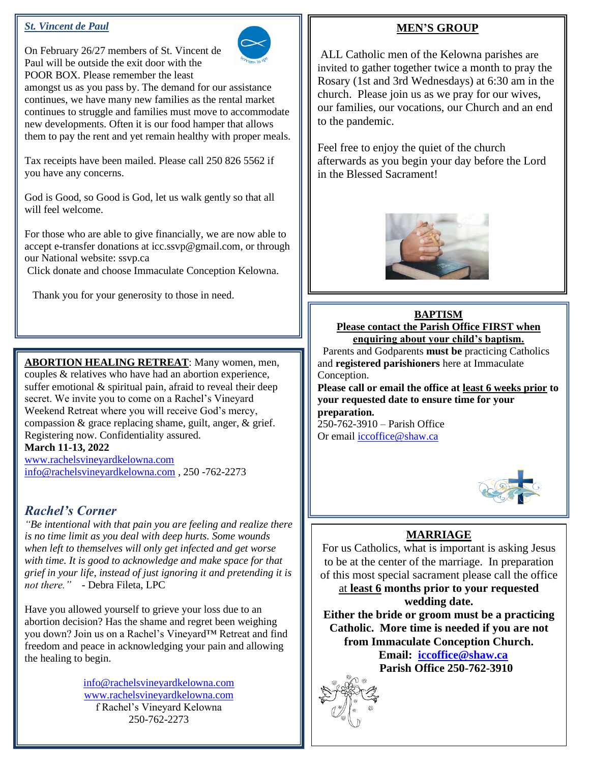## *St. Vincent de Paul*

On February 26/27 members of St. Vincent de Paul will be outside the exit door with the POOR BOX. Please remember the least amongst us as you pass by. The demand for our assistance continues, we have many new families as the rental market continues to struggle and families must move to accommodate new developments. Often it is our food hamper that allows them to pay the rent and yet remain healthy with proper meals.

Tax receipts have been mailed. Please call 250 826 5562 if you have any concerns.

God is Good, so Good is God, let us walk gently so that all will feel welcome.

For those who are able to give financially, we are now able to accept e-transfer donations at icc.ssvp@gmail.com, or through our National website: ssvp.ca
Click donate and choose Immaculate Conception Kelowna.

Thank you for your generosity to those in need.

**ABORTION HEALING RETREAT**: Many women, men, couples & relatives who have had an abortion experience, suffer emotional & spiritual pain, afraid to reveal their deep secret. We invite you to come on a Rachel's Vineyard Weekend Retreat where you will receive God's mercy, compassion & grace replacing shame, guilt, anger, & grief. Registering now. Confidentiality assured.
**March 11-13, 2022**
www.rachelsvineyardkelowna.com
info@rachelsvineyardkelowna.com , 250 -762-2273

## *Rachel's Corner*

*"Be intentional with that pain you are feeling and realize there is no time limit as you deal with deep hurts. Some wounds when left to themselves will only get infected and get worse with time. It is good to acknowledge and make space for that grief in your life, instead of just ignoring it and pretending it is not there."* - Debra Fileta, LPC

Have you allowed yourself to grieve your loss due to an abortion decision? Has the shame and regret been weighing you down? Join us on a Rachel's Vineyard™ Retreat and find freedom and peace in acknowledging your pain and allowing the healing to begin.

info@rachelsvineyardkelowna.com
www.rachelsvineyardkelowna.com
f Rachel's Vineyard Kelowna
250-762-2273

## MEN'S GROUP

ALL Catholic men of the Kelowna parishes are invited to gather together twice a month to pray the Rosary (1st and 3rd Wednesdays) at 6:30 am in the church. Please join us as we pray for our wives, our families, our vocations, our Church and an end to the pandemic.

Feel free to enjoy the quiet of the church afterwards as you begin your day before the Lord in the Blessed Sacrament!

## BAPTISM

**Please contact the Parish Office FIRST when enquiring about your child's baptism.**

Parents and Godparents **must be** practicing Catholics and **registered parishioners** here at Immaculate Conception.
**Please call or email the office at least 6 weeks prior to your requested date to ensure time for your preparation.**
250-762-3910 – Parish Office
Or email iccoffice@shaw.ca

## MARRIAGE

For us Catholics, what is important is asking Jesus to be at the center of the marriage. In preparation of this most special sacrament please call the office at **least 6 months prior to your requested wedding date.**
**Either the bride or groom must be a practicing Catholic. More time is needed if you are not from Immaculate Conception Church.**
**Email: iccoffice@shaw.ca**
**Parish Office 250-762-3910**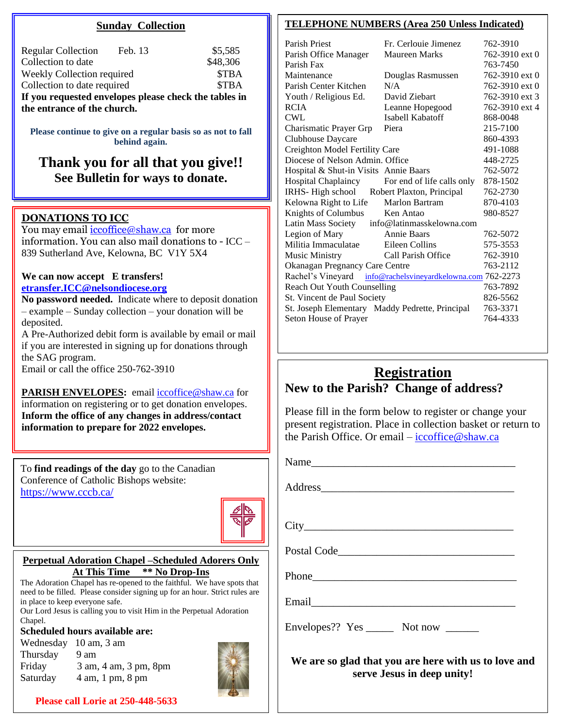## Sunday Collection

| | | |
|---|---|---|
| Regular Collection | Feb. 13 | $5,585 |
| Collection to date | | $48,306 |
| Weekly Collection required | | $TBA |
| Collection to date required | | $TBA |

**If you requested envelopes please check the tables in the entrance of the church.**

**Please continue to give on a regular basis so as not to fall behind again.**

**Thank you for all that you give!!**
**See Bulletin for ways to donate.**

## DONATIONS TO ICC

You may email iccoffice@shaw.ca for more information. You can also mail donations to - ICC – 839 Sutherland Ave, Kelowna, BC V1Y 5X4

**We can now accept E transfers!**
**etransfer.ICC@nelsondiocese.org**
**No password needed.** Indicate where to deposit donation – example – Sunday collection – your donation will be deposited.
A Pre-Authorized debit form is available by email or mail if you are interested in signing up for donations through the SAG program.
Email or call the office 250-762-3910

**PARISH ENVELOPES:** email iccoffice@shaw.ca for information on registering or to get donation envelopes. **Inform the office of any changes in address/contact information to prepare for 2022 envelopes.**

To **find readings of the day** go to the Canadian Conference of Catholic Bishops website: https://www.cccb.ca/

## Perpetual Adoration Chapel –Scheduled Adorers Only At This Time ** No Drop-Ins

The Adoration Chapel has re-opened to the faithful. We have spots that need to be filled. Please consider signing up for an hour. Strict rules are in place to keep everyone safe.
Our Lord Jesus is calling you to visit Him in the Perpetual Adoration Chapel.

**Scheduled hours available are:**

| | |
|---|---|
| Wednesday | 10 am, 3 am |
| Thursday | 9 am |
| Friday | 3 am, 4 am, 3 pm, 8pm |
| Saturday | 4 am, 1 pm, 8 pm |

**Please call Lorie at 250-448-5633**

## TELEPHONE NUMBERS (Area 250 Unless Indicated)

| | | |
|---|---|---|
| Parish Priest | Fr. Cerlouie Jimenez | 762-3910 |
| Parish Office Manager | Maureen Marks | 762-3910 ext 0 |
| Parish Fax | | 763-7450 |
| Maintenance | Douglas Rasmussen | 762-3910 ext 0 |
| Parish Center Kitchen | N/A | 762-3910 ext 0 |
| Youth / Religious Ed. | David Ziebart | 762-3910 ext 3 |
| RCIA | Leanne Hopegood | 762-3910 ext 4 |
| CWL | Isabell Kabatoff | 868-0048 |
| Charismatic Prayer Grp | Piera | 215-7100 |
| Clubhouse Daycare | | 860-4393 |
| Creighton Model Fertility Care | | 491-1088 |
| Diocese of Nelson Admin. Office | | 448-2725 |
| Hospital & Shut-in Visits | Annie Baars | 762-5072 |
| Hospital Chaplaincy | For end of life calls only | 878-1502 |
| IRHS- High school | Robert Plaxton, Principal | 762-2730 |
| Kelowna Right to Life | Marlon Bartram | 870-4103 |
| Knights of Columbus | Ken Antao | 980-8527 |
| Latin Mass Society | info@latinmasskelowna.com | |
| Legion of Mary | Annie Baars | 762-5072 |
| Militia Immaculatae | Eileen Collins | 575-3553 |
| Music Ministry | Call Parish Office | 762-3910 |
| Okanagan Pregnancy Care Centre | | 763-2112 |
| Rachel's Vineyard | info@rachelsvineyardkelowna.com | 762-2273 |
| Reach Out Youth Counselling | | 763-7892 |
| St. Vincent de Paul Society | | 826-5562 |
| St. Joseph Elementary | Maddy Pedrette, Principal | 763-3371 |
| Seton House of Prayer | | 764-4333 |

## Registration

### New to the Parish? Change of address?

Please fill in the form below to register or change your present registration. Place in collection basket or return to the Parish Office. Or email – iccoffice@shaw.ca

Name_____________________________________

Address___________________________________

City______________________________________

Postal Code_______________________________

Phone_____________________________________

Email_____________________________________

Envelopes?? Yes _____ Not now ______

**We are so glad that you are here with us to love and serve Jesus in deep unity!**